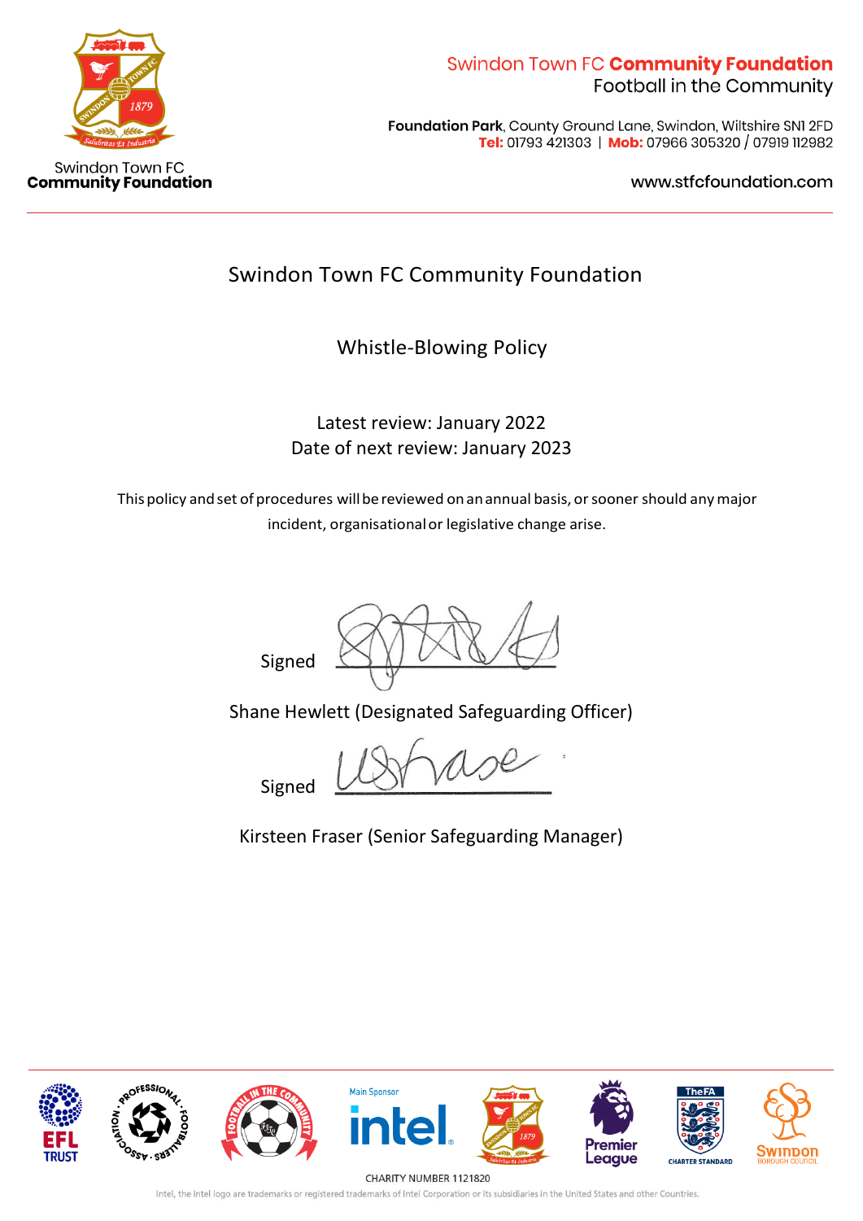Swindon Town FC **Community Foundation**
Football in the Community

**Foundation Park**, County Ground Lane, Swindon, Wiltshire SN1 2FD
**Tel:** 01793 421303 | **Mob:** 07966 305320 / 07919 112982

www.stfcfoundation.com

Swindon Town FC
**Community Foundation**

# Swindon Town FC Community Foundation

## Whistle-Blowing Policy

Latest review: January 2022
Date of next review: January 2023

This policy and set of procedures will be reviewed on an annual basis, or sooner should any major incident, organisational or legislative change arise.

Signed

Shane Hewlett (Designated Safeguarding Officer)

Signed

Kirsteen Fraser (Senior Safeguarding Manager)

CHARITY NUMBER 1121820

Intel, the Intel logo are trademarks or registered trademarks of Intel Corporation or its subsidiaries in the United States and other Countries.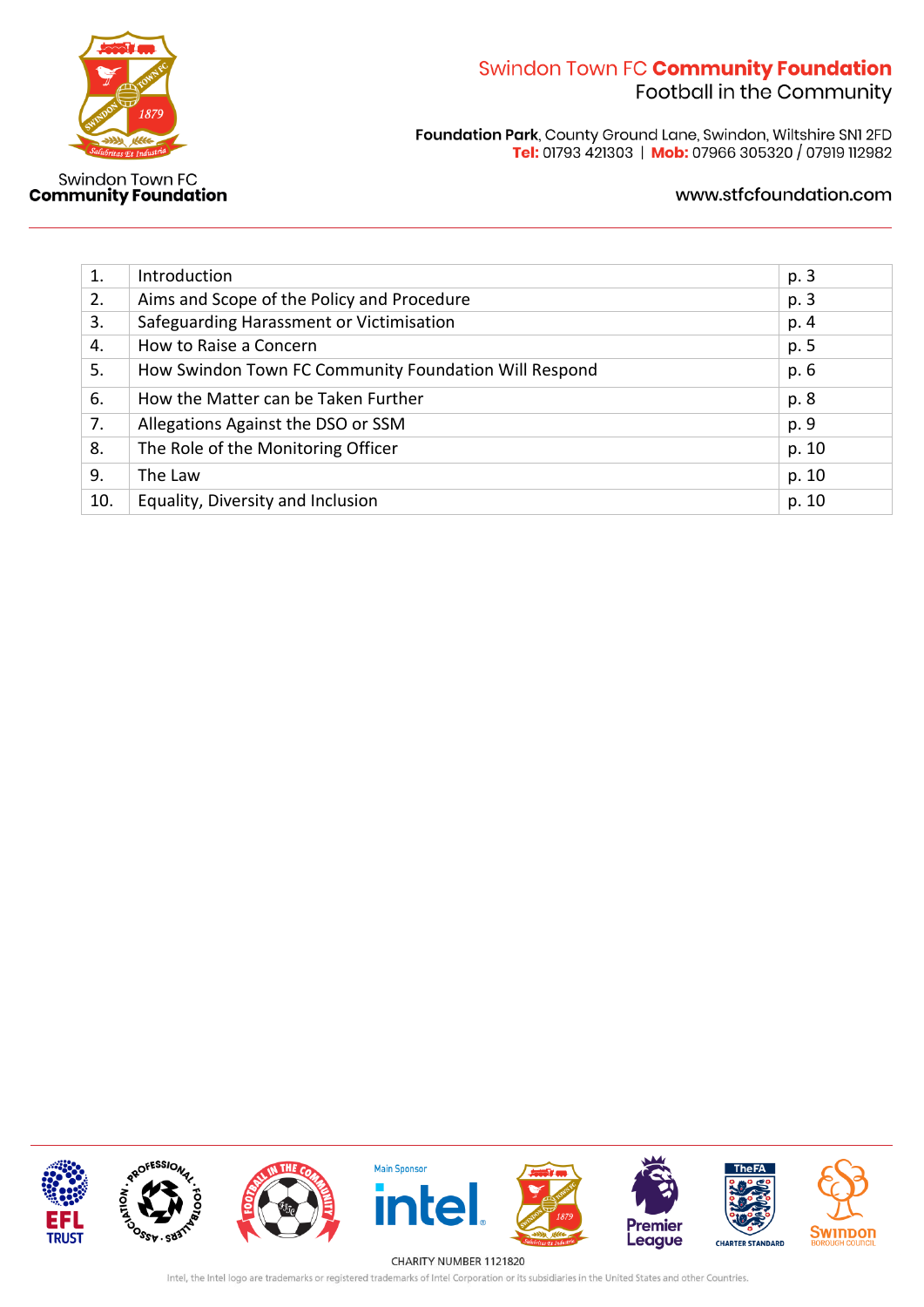| 1. | Introduction | p. 3 |
|---|---|---|
| 2. | Aims and Scope of the Policy and Procedure | p. 3 |
| 3. | Safeguarding Harassment or Victimisation | p. 4 |
| 4. | How to Raise a Concern | p. 5 |
| 5. | How Swindon Town FC Community Foundation Will Respond | p. 6 |
| 6. | How the Matter can be Taken Further | p. 8 |
| 7. | Allegations Against the DSO or SSM | p. 9 |
| 8. | The Role of the Monitoring Officer | p. 10 |
| 9. | The Law | p. 10 |
| 10. | Equality, Diversity and Inclusion | p. 10 |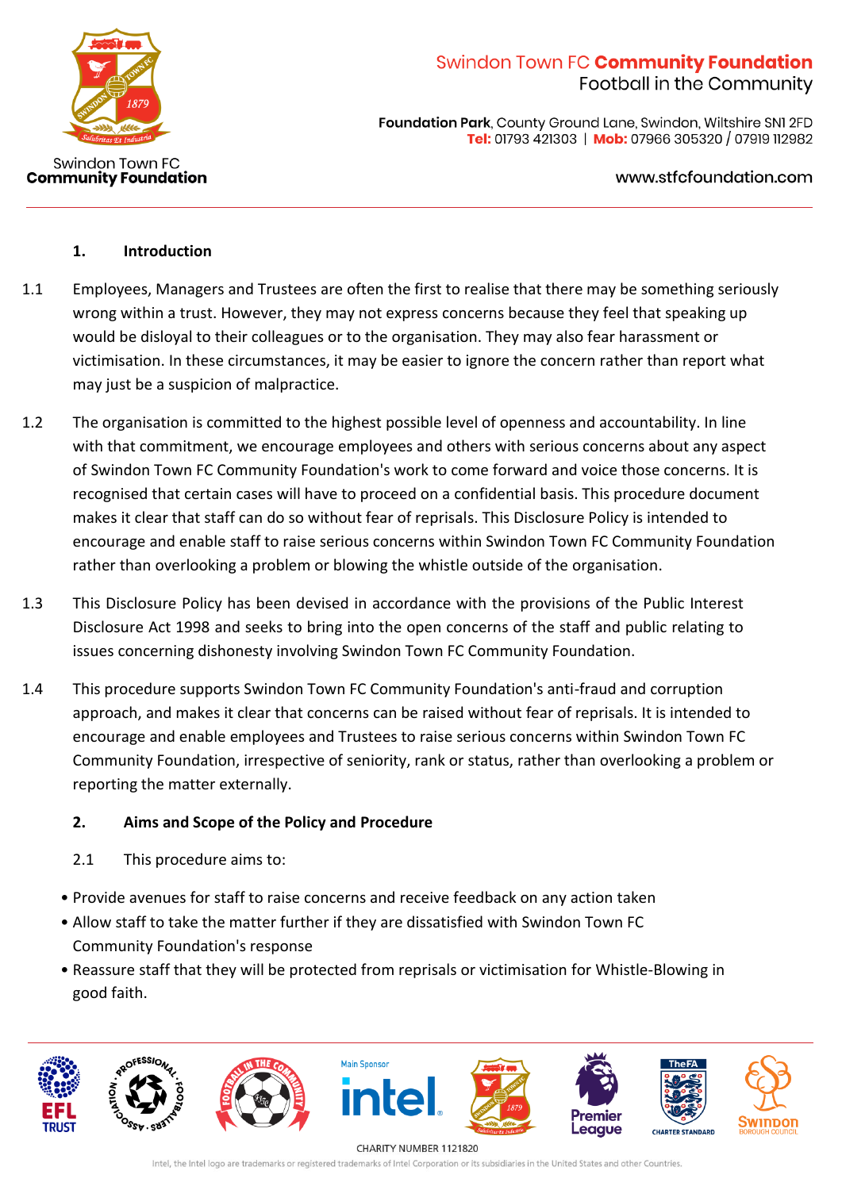## 1. Introduction

1.1 Employees, Managers and Trustees are often the first to realise that there may be something seriously wrong within a trust. However, they may not express concerns because they feel that speaking up would be disloyal to their colleagues or to the organisation. They may also fear harassment or victimisation. In these circumstances, it may be easier to ignore the concern rather than report what may just be a suspicion of malpractice.

1.2 The organisation is committed to the highest possible level of openness and accountability. In line with that commitment, we encourage employees and others with serious concerns about any aspect of Swindon Town FC Community Foundation's work to come forward and voice those concerns. It is recognised that certain cases will have to proceed on a confidential basis. This procedure document makes it clear that staff can do so without fear of reprisals. This Disclosure Policy is intended to encourage and enable staff to raise serious concerns within Swindon Town FC Community Foundation rather than overlooking a problem or blowing the whistle outside of the organisation.

1.3 This Disclosure Policy has been devised in accordance with the provisions of the Public Interest Disclosure Act 1998 and seeks to bring into the open concerns of the staff and public relating to issues concerning dishonesty involving Swindon Town FC Community Foundation.

1.4 This procedure supports Swindon Town FC Community Foundation's anti-fraud and corruption approach, and makes it clear that concerns can be raised without fear of reprisals. It is intended to encourage and enable employees and Trustees to raise serious concerns within Swindon Town FC Community Foundation, irrespective of seniority, rank or status, rather than overlooking a problem or reporting the matter externally.

## 2. Aims and Scope of the Policy and Procedure

2.1 This procedure aims to:

- Provide avenues for staff to raise concerns and receive feedback on any action taken
- Allow staff to take the matter further if they are dissatisfied with Swindon Town FC Community Foundation's response
- Reassure staff that they will be protected from reprisals or victimisation for Whistle-Blowing in good faith.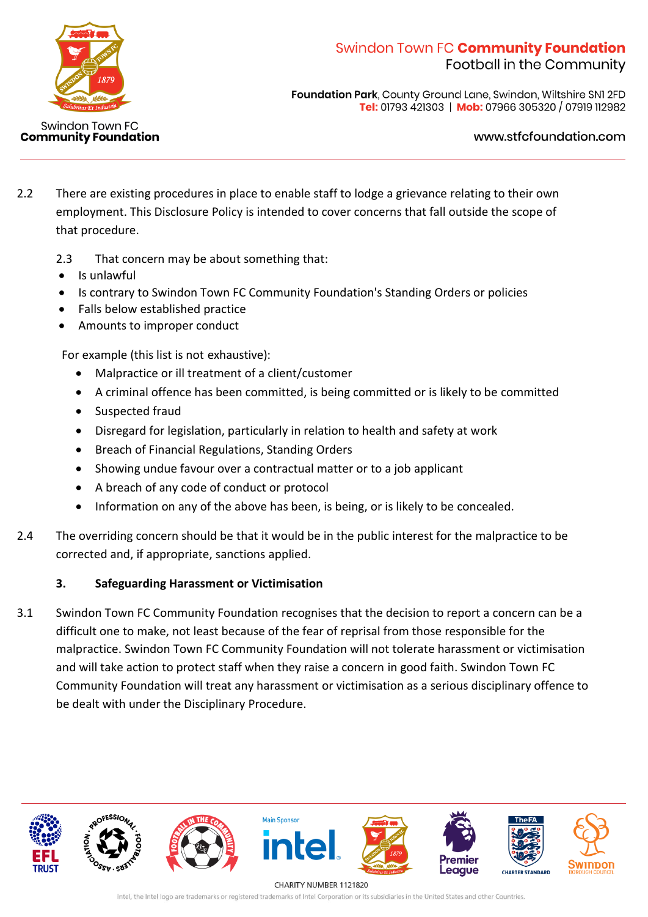2.2 There are existing procedures in place to enable staff to lodge a grievance relating to their own employment. This Disclosure Policy is intended to cover concerns that fall outside the scope of that procedure.

2.3 That concern may be about something that:

- Is unlawful
- Is contrary to Swindon Town FC Community Foundation's Standing Orders or policies
- Falls below established practice
- Amounts to improper conduct

For example (this list is not exhaustive):

- Malpractice or ill treatment of a client/customer
- A criminal offence has been committed, is being committed or is likely to be committed
- Suspected fraud
- Disregard for legislation, particularly in relation to health and safety at work
- Breach of Financial Regulations, Standing Orders
- Showing undue favour over a contractual matter or to a job applicant
- A breach of any code of conduct or protocol
- Information on any of the above has been, is being, or is likely to be concealed.

2.4 The overriding concern should be that it would be in the public interest for the malpractice to be corrected and, if appropriate, sanctions applied.

## 3. Safeguarding Harassment or Victimisation

3.1 Swindon Town FC Community Foundation recognises that the decision to report a concern can be a difficult one to make, not least because of the fear of reprisal from those responsible for the malpractice. Swindon Town FC Community Foundation will not tolerate harassment or victimisation and will take action to protect staff when they raise a concern in good faith. Swindon Town FC Community Foundation will treat any harassment or victimisation as a serious disciplinary offence to be dealt with under the Disciplinary Procedure.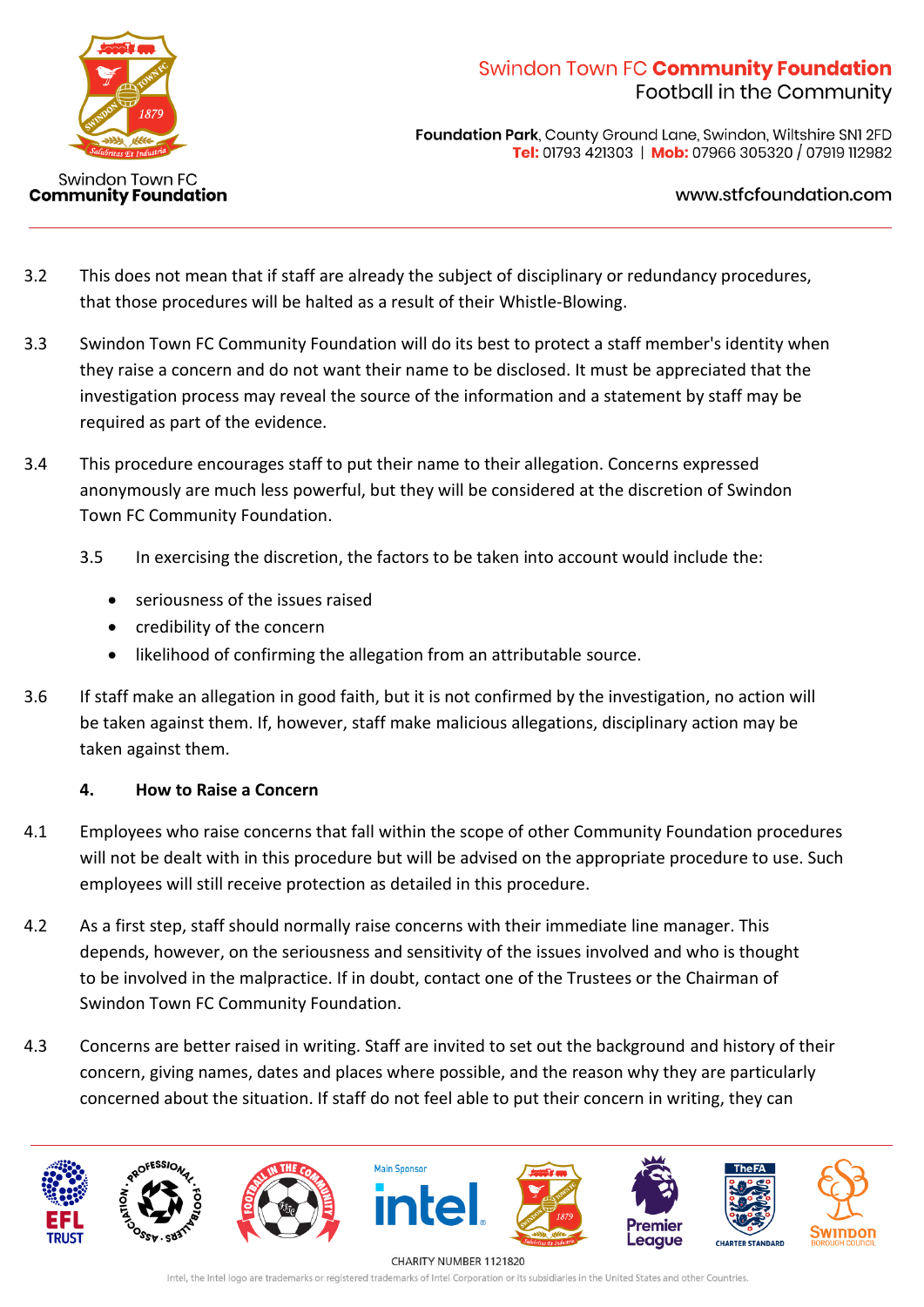3.2 This does not mean that if staff are already the subject of disciplinary or redundancy procedures, that those procedures will be halted as a result of their Whistle-Blowing.

3.3 Swindon Town FC Community Foundation will do its best to protect a staff member's identity when they raise a concern and do not want their name to be disclosed. It must be appreciated that the investigation process may reveal the source of the information and a statement by staff may be required as part of the evidence.

3.4 This procedure encourages staff to put their name to their allegation. Concerns expressed anonymously are much less powerful, but they will be considered at the discretion of Swindon Town FC Community Foundation.

3.5 In exercising the discretion, the factors to be taken into account would include the:

- seriousness of the issues raised
- credibility of the concern
- likelihood of confirming the allegation from an attributable source.

3.6 If staff make an allegation in good faith, but it is not confirmed by the investigation, no action will be taken against them. If, however, staff make malicious allegations, disciplinary action may be taken against them.

## 4. How to Raise a Concern

4.1 Employees who raise concerns that fall within the scope of other Community Foundation procedures will not be dealt with in this procedure but will be advised on the appropriate procedure to use. Such employees will still receive protection as detailed in this procedure.

4.2 As a first step, staff should normally raise concerns with their immediate line manager. This depends, however, on the seriousness and sensitivity of the issues involved and who is thought to be involved in the malpractice. If in doubt, contact one of the Trustees or the Chairman of Swindon Town FC Community Foundation.

4.3 Concerns are better raised in writing. Staff are invited to set out the background and history of their concern, giving names, dates and places where possible, and the reason why they are particularly concerned about the situation. If staff do not feel able to put their concern in writing, they can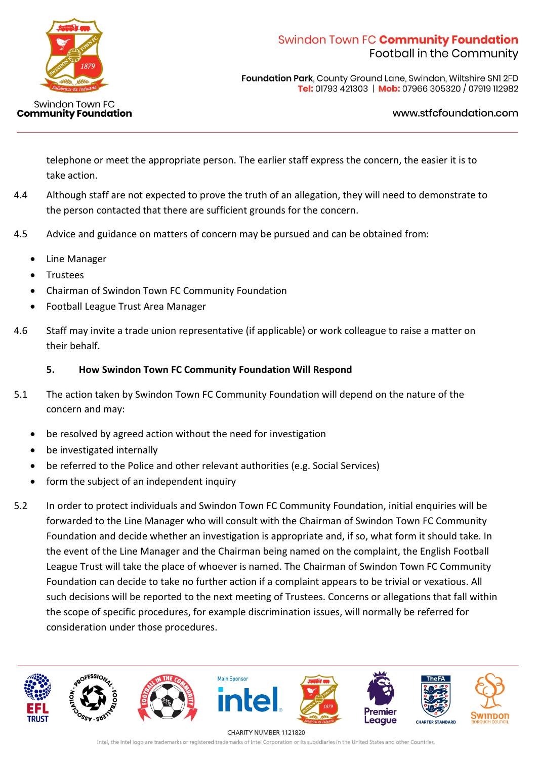telephone or meet the appropriate person. The earlier staff express the concern, the easier it is to take action.

4.4 Although staff are not expected to prove the truth of an allegation, they will need to demonstrate to the person contacted that there are sufficient grounds for the concern.

4.5 Advice and guidance on matters of concern may be pursued and can be obtained from:

- Line Manager
- Trustees
- Chairman of Swindon Town FC Community Foundation
- Football League Trust Area Manager

4.6 Staff may invite a trade union representative (if applicable) or work colleague to raise a matter on their behalf.

## 5. How Swindon Town FC Community Foundation Will Respond

5.1 The action taken by Swindon Town FC Community Foundation will depend on the nature of the concern and may:

- be resolved by agreed action without the need for investigation
- be investigated internally
- be referred to the Police and other relevant authorities (e.g. Social Services)
- form the subject of an independent inquiry

5.2 In order to protect individuals and Swindon Town FC Community Foundation, initial enquiries will be forwarded to the Line Manager who will consult with the Chairman of Swindon Town FC Community Foundation and decide whether an investigation is appropriate and, if so, what form it should take. In the event of the Line Manager and the Chairman being named on the complaint, the English Football League Trust will take the place of whoever is named. The Chairman of Swindon Town FC Community Foundation can decide to take no further action if a complaint appears to be trivial or vexatious. All such decisions will be reported to the next meeting of Trustees. Concerns or allegations that fall within the scope of specific procedures, for example discrimination issues, will normally be referred for consideration under those procedures.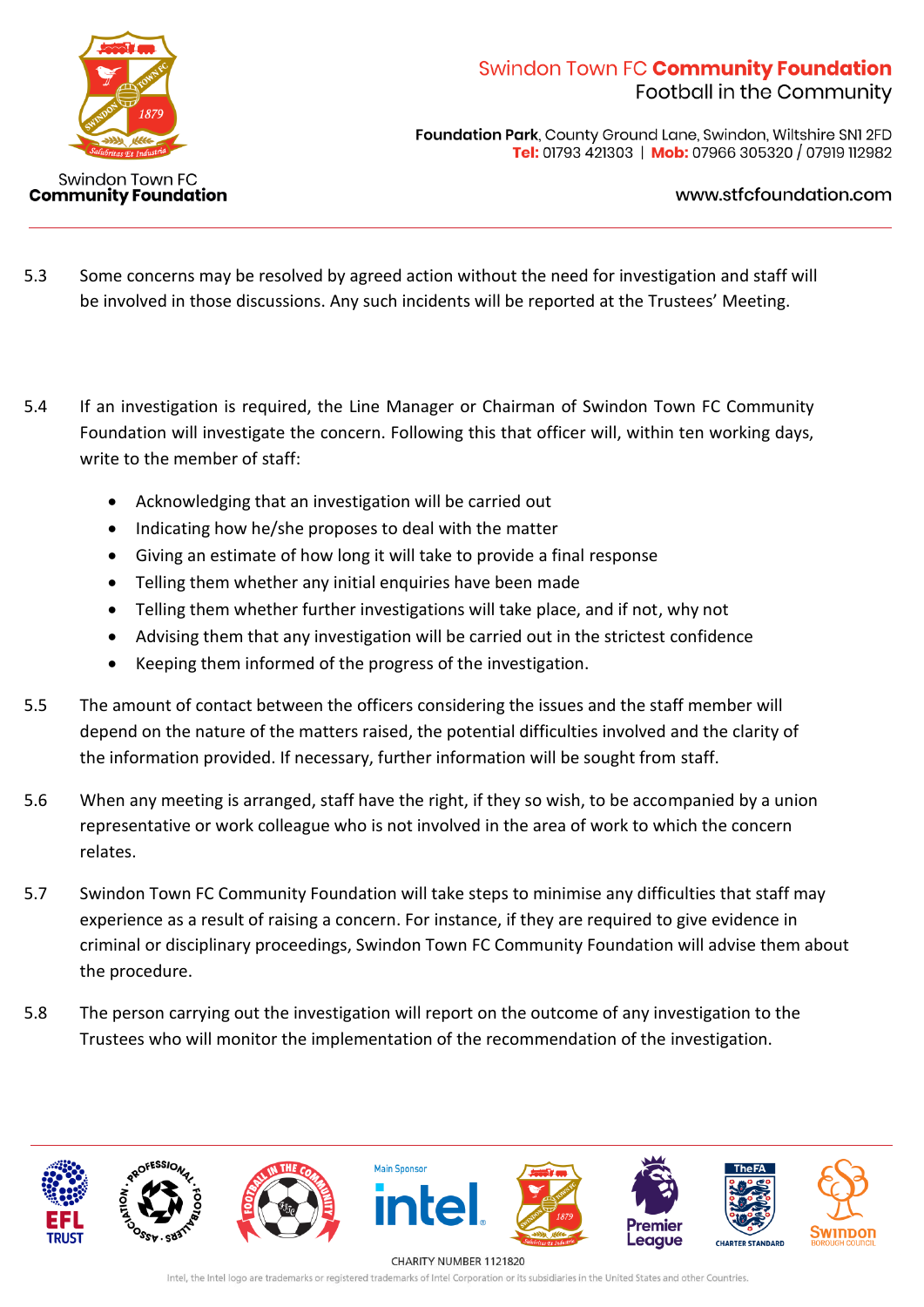5.3 Some concerns may be resolved by agreed action without the need for investigation and staff will be involved in those discussions. Any such incidents will be reported at the Trustees' Meeting.

5.4 If an investigation is required, the Line Manager or Chairman of Swindon Town FC Community Foundation will investigate the concern. Following this that officer will, within ten working days, write to the member of staff:

- Acknowledging that an investigation will be carried out
- Indicating how he/she proposes to deal with the matter
- Giving an estimate of how long it will take to provide a final response
- Telling them whether any initial enquiries have been made
- Telling them whether further investigations will take place, and if not, why not
- Advising them that any investigation will be carried out in the strictest confidence
- Keeping them informed of the progress of the investigation.

5.5 The amount of contact between the officers considering the issues and the staff member will depend on the nature of the matters raised, the potential difficulties involved and the clarity of the information provided. If necessary, further information will be sought from staff.

5.6 When any meeting is arranged, staff have the right, if they so wish, to be accompanied by a union representative or work colleague who is not involved in the area of work to which the concern relates.

5.7 Swindon Town FC Community Foundation will take steps to minimise any difficulties that staff may experience as a result of raising a concern. For instance, if they are required to give evidence in criminal or disciplinary proceedings, Swindon Town FC Community Foundation will advise them about the procedure.

5.8 The person carrying out the investigation will report on the outcome of any investigation to the Trustees who will monitor the implementation of the recommendation of the investigation.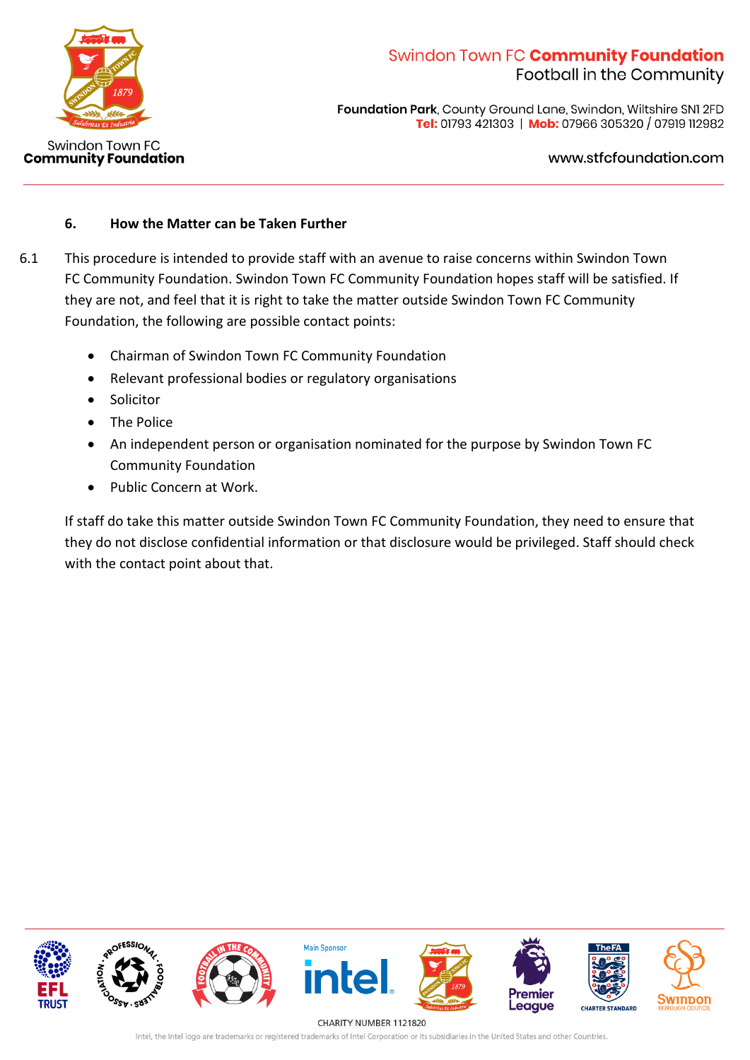### 6. How the Matter can be Taken Further

6.1 This procedure is intended to provide staff with an avenue to raise concerns within Swindon Town FC Community Foundation. Swindon Town FC Community Foundation hopes staff will be satisfied. If they are not, and feel that it is right to take the matter outside Swindon Town FC Community Foundation, the following are possible contact points:

- Chairman of Swindon Town FC Community Foundation
- Relevant professional bodies or regulatory organisations
- Solicitor
- The Police
- An independent person or organisation nominated for the purpose by Swindon Town FC Community Foundation
- Public Concern at Work.

If staff do take this matter outside Swindon Town FC Community Foundation, they need to ensure that they do not disclose confidential information or that disclosure would be privileged. Staff should check with the contact point about that.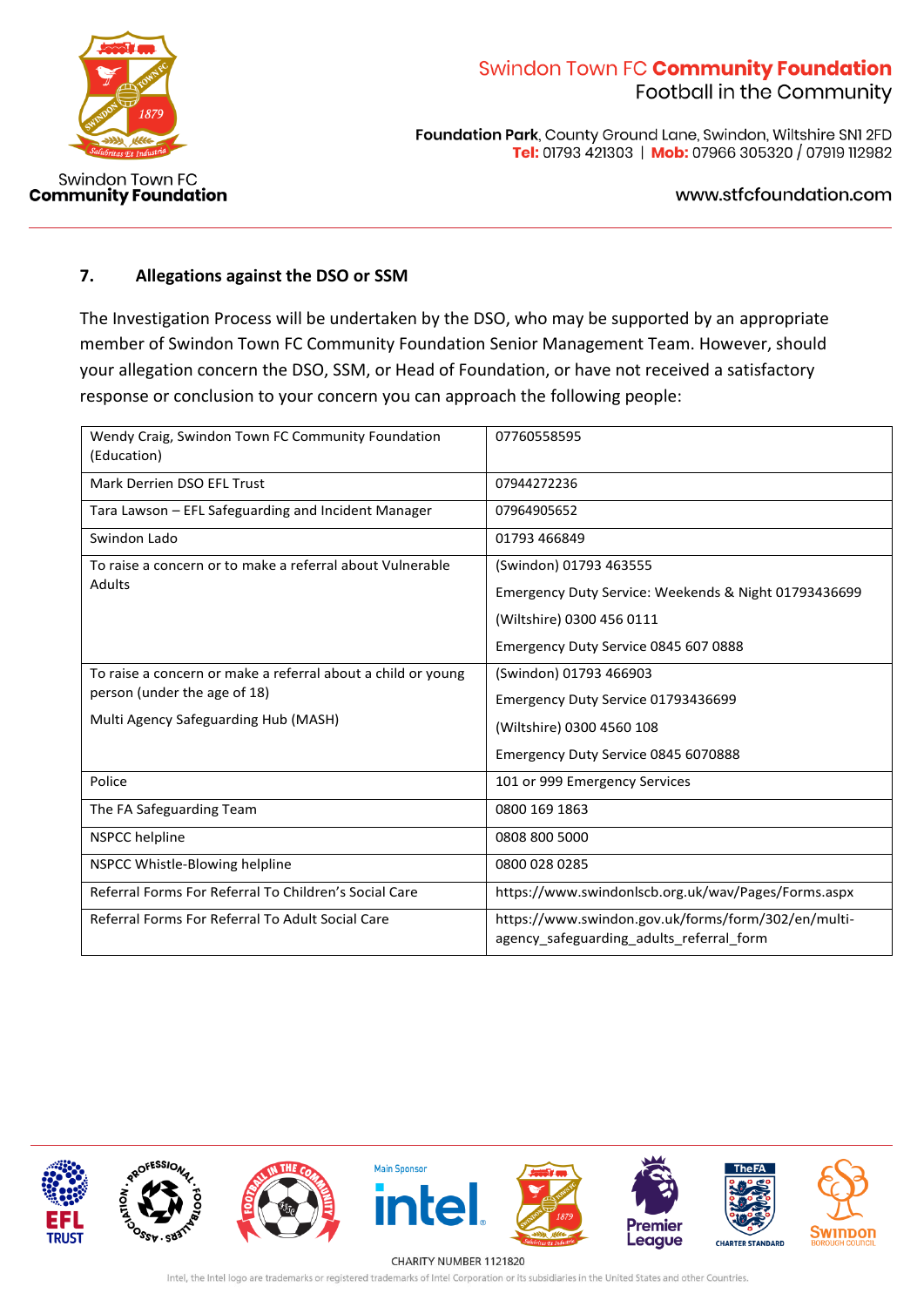## 7. Allegations against the DSO or SSM

The Investigation Process will be undertaken by the DSO, who may be supported by an appropriate member of Swindon Town FC Community Foundation Senior Management Team. However, should your allegation concern the DSO, SSM, or Head of Foundation, or have not received a satisfactory response or conclusion to your concern you can approach the following people:

| | |
|---|---|
| Wendy Craig, Swindon Town FC Community Foundation (Education) | 07760558595 |
| Mark Derrien DSO EFL Trust | 07944272236 |
| Tara Lawson – EFL Safeguarding and Incident Manager | 07964905652 |
| Swindon Lado | 01793 466849 |
| To raise a concern or to make a referral about Vulnerable Adults | (Swindon) 01793 463555<br>Emergency Duty Service: Weekends & Night 01793436699<br>(Wiltshire) 0300 456 0111<br>Emergency Duty Service 0845 607 0888 |
| To raise a concern or make a referral about a child or young person (under the age of 18)<br>Multi Agency Safeguarding Hub (MASH) | (Swindon) 01793 466903<br>Emergency Duty Service 01793436699<br>(Wiltshire) 0300 4560 108<br>Emergency Duty Service 0845 6070888 |
| Police | 101 or 999 Emergency Services |
| The FA Safeguarding Team | 0800 169 1863 |
| NSPCC helpline | 0808 800 5000 |
| NSPCC Whistle-Blowing helpline | 0800 028 0285 |
| Referral Forms For Referral To Children's Social Care | https://www.swindonlscb.org.uk/wav/Pages/Forms.aspx |
| Referral Forms For Referral To Adult Social Care | https://www.swindon.gov.uk/forms/form/302/en/multi-agency_safeguarding_adults_referral_form |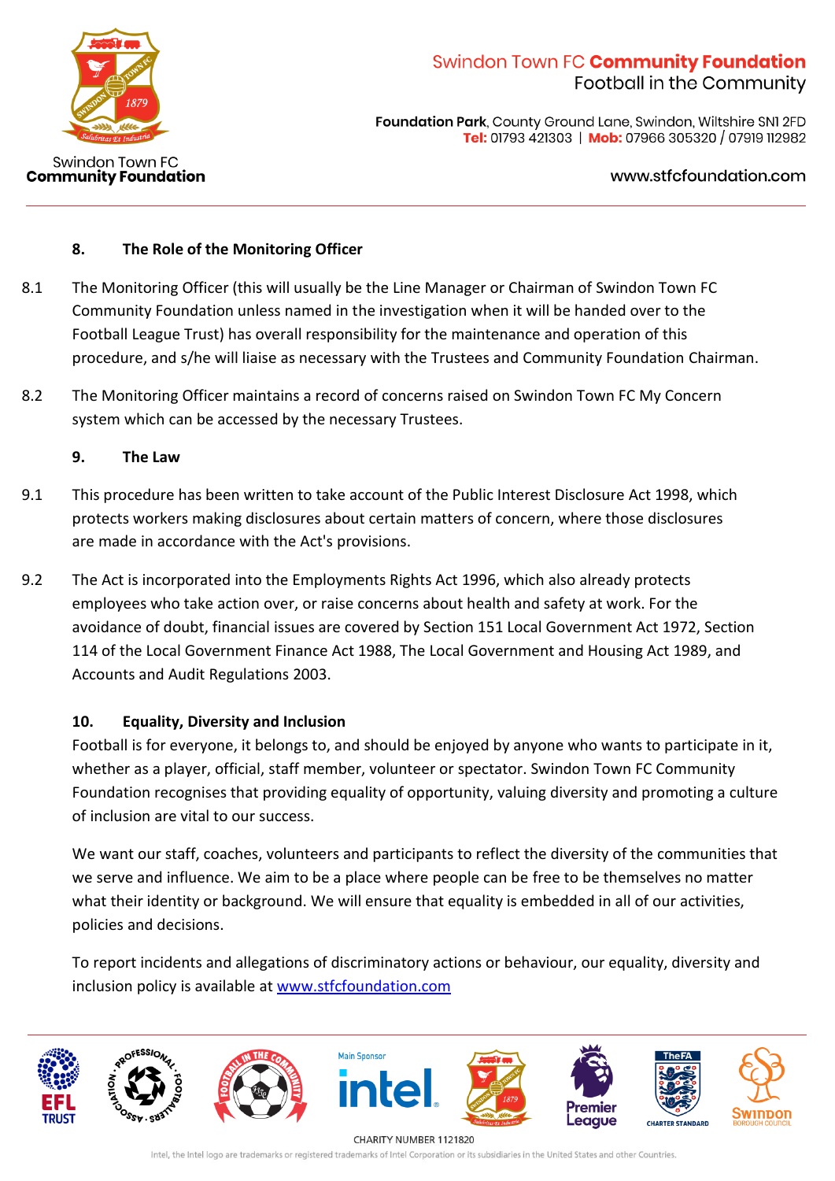## 8. The Role of the Monitoring Officer

8.1 The Monitoring Officer (this will usually be the Line Manager or Chairman of Swindon Town FC Community Foundation unless named in the investigation when it will be handed over to the Football League Trust) has overall responsibility for the maintenance and operation of this procedure, and s/he will liaise as necessary with the Trustees and Community Foundation Chairman.

8.2 The Monitoring Officer maintains a record of concerns raised on Swindon Town FC My Concern system which can be accessed by the necessary Trustees.

## 9. The Law

9.1 This procedure has been written to take account of the Public Interest Disclosure Act 1998, which protects workers making disclosures about certain matters of concern, where those disclosures are made in accordance with the Act's provisions.

9.2 The Act is incorporated into the Employments Rights Act 1996, which also already protects employees who take action over, or raise concerns about health and safety at work. For the avoidance of doubt, financial issues are covered by Section 151 Local Government Act 1972, Section 114 of the Local Government Finance Act 1988, The Local Government and Housing Act 1989, and Accounts and Audit Regulations 2003.

## 10. Equality, Diversity and Inclusion

Football is for everyone, it belongs to, and should be enjoyed by anyone who wants to participate in it, whether as a player, official, staff member, volunteer or spectator. Swindon Town FC Community Foundation recognises that providing equality of opportunity, valuing diversity and promoting a culture of inclusion are vital to our success.

We want our staff, coaches, volunteers and participants to reflect the diversity of the communities that we serve and influence. We aim to be a place where people can be free to be themselves no matter what their identity or background. We will ensure that equality is embedded in all of our activities, policies and decisions.

To report incidents and allegations of discriminatory actions or behaviour, our equality, diversity and inclusion policy is available at [www.stfcfoundation.com](http://www.stfcfoundation.com)